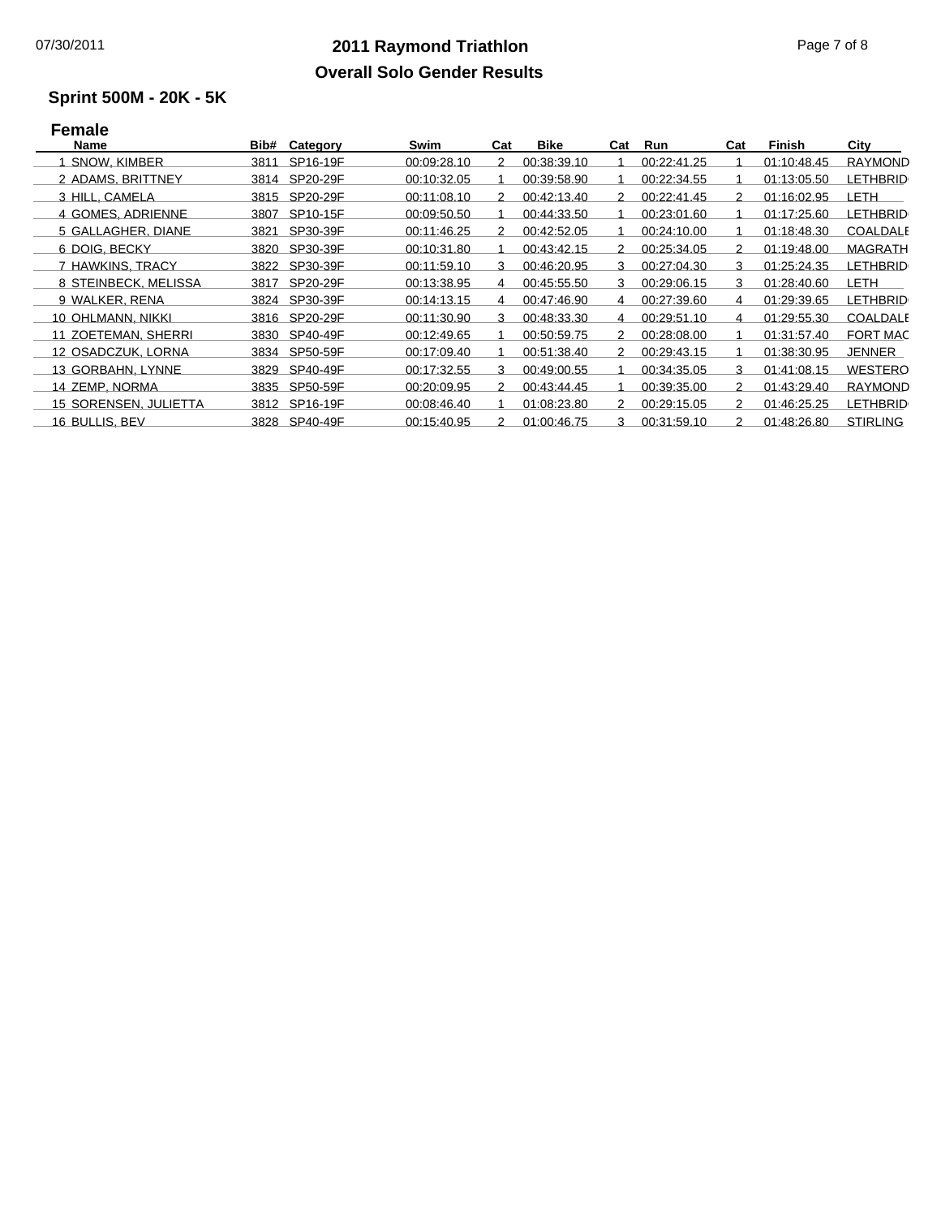# 2011 Raymond Triathlon

## Overall Solo Gender Results

### Sprint 500M - 20K - 5K

#### Female

| | Name | Bib# | Category | Swim | Cat | Bike | Cat | Run | Cat | Finish | City |
|---|---|---|---|---|---|---|---|---|---|---|---|
| 1 | SNOW, KIMBER | 3811 | SP16-19F | 00:09:28.10 | 2 | 00:38:39.10 | 1 | 00:22:41.25 | 1 | 01:10:48.45 | RAYMOND |
| 2 | ADAMS, BRITTNEY | 3814 | SP20-29F | 00:10:32.05 | 1 | 00:39:58.90 | 1 | 00:22:34.55 | 1 | 01:13:05.50 | LETHBRID |
| 3 | HILL, CAMELA | 3815 | SP20-29F | 00:11:08.10 | 2 | 00:42:13.40 | 2 | 00:22:41.45 | 2 | 01:16:02.95 | LETH |
| 4 | GOMES, ADRIENNE | 3807 | SP10-15F | 00:09:50.50 | 1 | 00:44:33.50 | 1 | 00:23:01.60 | 1 | 01:17:25.60 | LETHBRID |
| 5 | GALLAGHER, DIANE | 3821 | SP30-39F | 00:11:46.25 | 2 | 00:42:52.05 | 1 | 00:24:10.00 | 1 | 01:18:48.30 | COALDALE |
| 6 | DOIG, BECKY | 3820 | SP30-39F | 00:10:31.80 | 1 | 00:43:42.15 | 2 | 00:25:34.05 | 2 | 01:19:48.00 | MAGRATH |
| 7 | HAWKINS, TRACY | 3822 | SP30-39F | 00:11:59.10 | 3 | 00:46:20.95 | 3 | 00:27:04.30 | 3 | 01:25:24.35 | LETHBRID |
| 8 | STEINBECK, MELISSA | 3817 | SP20-29F | 00:13:38.95 | 4 | 00:45:55.50 | 3 | 00:29:06.15 | 3 | 01:28:40.60 | LETH |
| 9 | WALKER, RENA | 3824 | SP30-39F | 00:14:13.15 | 4 | 00:47:46.90 | 4 | 00:27:39.60 | 4 | 01:29:39.65 | LETHBRID |
| 10 | OHLMANN, NIKKI | 3816 | SP20-29F | 00:11:30.90 | 3 | 00:48:33.30 | 4 | 00:29:51.10 | 4 | 01:29:55.30 | COALDALE |
| 11 | ZOETEMAN, SHERRI | 3830 | SP40-49F | 00:12:49.65 | 1 | 00:50:59.75 | 2 | 00:28:08.00 | 1 | 01:31:57.40 | FORT MAC |
| 12 | OSADCZUK, LORNA | 3834 | SP50-59F | 00:17:09.40 | 1 | 00:51:38.40 | 2 | 00:29:43.15 | 1 | 01:38:30.95 | JENNER |
| 13 | GORBAHN, LYNNE | 3829 | SP40-49F | 00:17:32.55 | 3 | 00:49:00.55 | 1 | 00:34:35.05 | 3 | 01:41:08.15 | WESTERO |
| 14 | ZEMP, NORMA | 3835 | SP50-59F | 00:20:09.95 | 2 | 00:43:44.45 | 1 | 00:39:35.00 | 2 | 01:43:29.40 | RAYMOND |
| 15 | SORENSEN, JULIETTA | 3812 | SP16-19F | 00:08:46.40 | 1 | 01:08:23.80 | 2 | 00:29:15.05 | 2 | 01:46:25.25 | LETHBRID |
| 16 | BULLIS, BEV | 3828 | SP40-49F | 00:15:40.95 | 2 | 01:00:46.75 | 3 | 00:31:59.10 | 2 | 01:48:26.80 | STIRLING |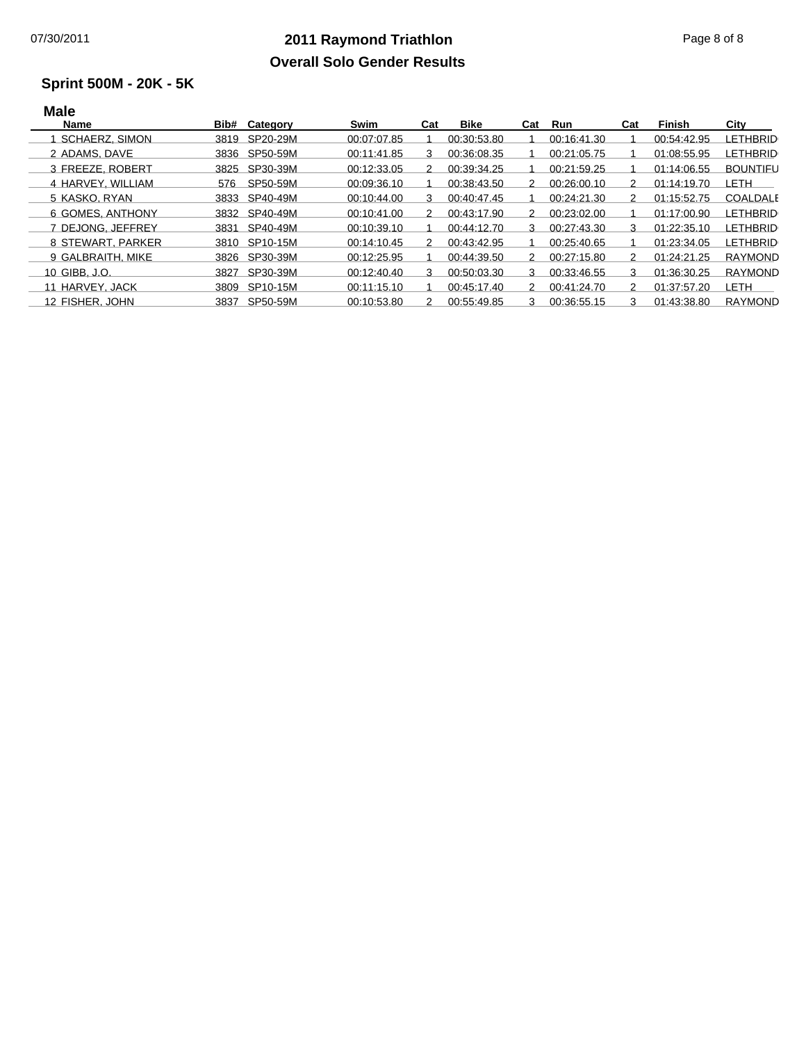# 2011 Raymond Triathlon

## Overall Solo Gender Results

### Sprint 500M - 20K - 5K

**Male**

| | Name | Bib# | Category | Swim | Cat | Bike | Cat | Run | Cat | Finish | City |
|---|---|---|---|---|---|---|---|---|---|---|---|
| 1 | SCHAERZ, SIMON | 3819 | SP20-29M | 00:07:07.85 | 1 | 00:30:53.80 | 1 | 00:16:41.30 | 1 | 00:54:42.95 | LETHBRID |
| 2 | ADAMS, DAVE | 3836 | SP50-59M | 00:11:41.85 | 3 | 00:36:08.35 | 1 | 00:21:05.75 | 1 | 01:08:55.95 | LETHBRID |
| 3 | FREEZE, ROBERT | 3825 | SP30-39M | 00:12:33.05 | 2 | 00:39:34.25 | 1 | 00:21:59.25 | 1 | 01:14:06.55 | BOUNTIFU |
| 4 | HARVEY, WILLIAM | 576 | SP50-59M | 00:09:36.10 | 1 | 00:38:43.50 | 2 | 00:26:00.10 | 2 | 01:14:19.70 | LETH |
| 5 | KASKO, RYAN | 3833 | SP40-49M | 00:10:44.00 | 3 | 00:40:47.45 | 1 | 00:24:21.30 | 2 | 01:15:52.75 | COALDALE |
| 6 | GOMES, ANTHONY | 3832 | SP40-49M | 00:10:41.00 | 2 | 00:43:17.90 | 2 | 00:23:02.00 | 1 | 01:17:00.90 | LETHBRID |
| 7 | DEJONG, JEFFREY | 3831 | SP40-49M | 00:10:39.10 | 1 | 00:44:12.70 | 3 | 00:27:43.30 | 3 | 01:22:35.10 | LETHBRID |
| 8 | STEWART, PARKER | 3810 | SP10-15M | 00:14:10.45 | 2 | 00:43:42.95 | 1 | 00:25:40.65 | 1 | 01:23:34.05 | LETHBRID |
| 9 | GALBRAITH, MIKE | 3826 | SP30-39M | 00:12:25.95 | 1 | 00:44:39.50 | 2 | 00:27:15.80 | 2 | 01:24:21.25 | RAYMOND |
| 10 | GIBB, J.O. | 3827 | SP30-39M | 00:12:40.40 | 3 | 00:50:03.30 | 3 | 00:33:46.55 | 3 | 01:36:30.25 | RAYMOND |
| 11 | HARVEY, JACK | 3809 | SP10-15M | 00:11:15.10 | 1 | 00:45:17.40 | 2 | 00:41:24.70 | 2 | 01:37:57.20 | LETH |
| 12 | FISHER, JOHN | 3837 | SP50-59M | 00:10:53.80 | 2 | 00:55:49.85 | 3 | 00:36:55.15 | 3 | 01:43:38.80 | RAYMOND |